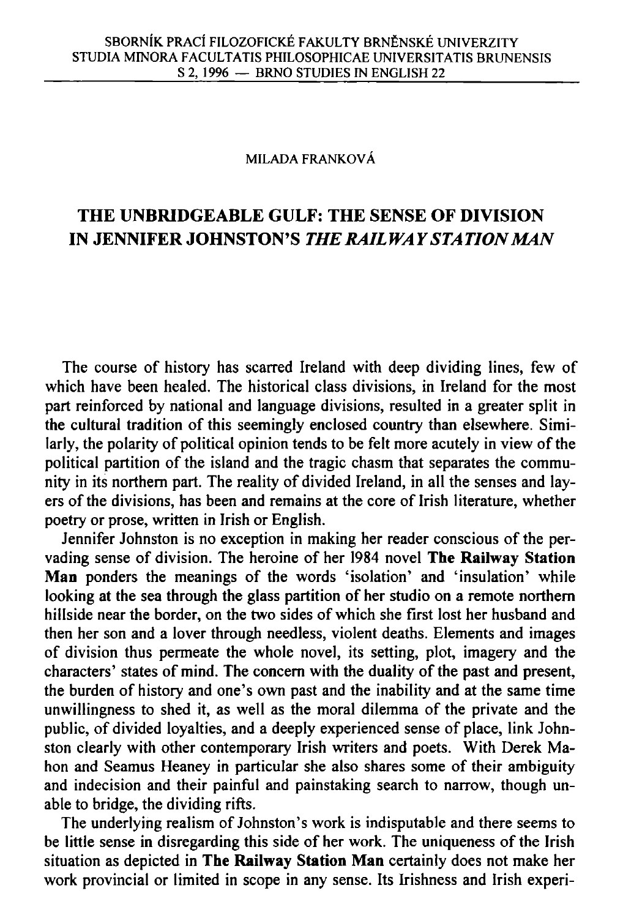MILADA FRANKOVÁ

# THE UNBRIDGEABLE GULF: THE SENSE OF DIVISION IN JENNIFER JOHNSTON'S *THE RAILWAY STATION MAN*

The course of history has scarred Ireland with deep dividing lines, few of which have been healed. The historical class divisions, in Ireland for the most part reinforced by national and language divisions, resulted in a greater split in the cultural tradition of this seemingly enclosed country than elsewhere. Similarly, the polarity of political opinion tends to be felt more acutely in view of the political partition of the island and the tragic chasm that separates the community in its northern part. The reality of divided Ireland, in all the senses and layers of the divisions, has been and remains at the core of Irish literature, whether poetry or prose, written in Irish or English.

Jennifer Johnston is no exception in making her reader conscious of the pervading sense of division. The heroine of her 1984 novel **The Railway Station Man** ponders the meanings of the words 'isolation' and 'insulation' while looking at the sea through the glass partition of her studio on a remote northern hillside near the border, on the two sides of which she first lost her husband and then her son and a lover through needless, violent deaths. Elements and images of division thus permeate the whole novel, its setting, plot, imagery and the characters' states of mind. The concern with the duality of the past and present, the burden of history and one's own past and the inability and at the same time unwillingness to shed it, as well as the moral dilemma of the private and the public, of divided loyalties, and a deeply experienced sense of place, link Johnston clearly with other contemporary Irish writers and poets. With Derek Mahon and Seamus Heaney in particular she also shares some of their ambiguity and indecision and their painful and painstaking search to narrow, though unable to bridge, the dividing rifts.

The underlying realism of Johnston's work is indisputable and there seems to be little sense in disregarding this side of her work. The uniqueness of the Irish situation as depicted in **The Railway Station Man** certainly does not make her work provincial or limited in scope in any sense. Its Irishness and Irish experi-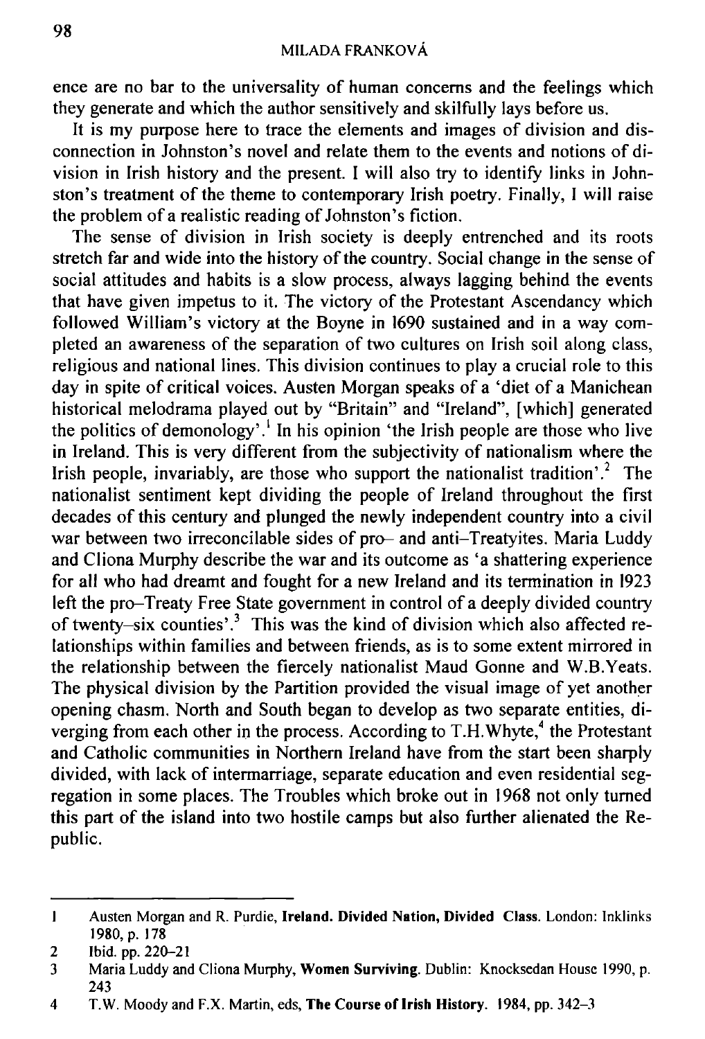ence are no bar to the universality of human concerns and the feelings which they generate and which the author sensitively and skilfully lays before us.

It is my purpose here to trace the elements and images of division and disconnection in Johnston's novel and relate them to the events and notions of division in Irish history and the present. I will also try to identify links in Johnston's treatment of the theme to contemporary Irish poetry. Finally, I will raise the problem of a realistic reading of Johnston's fiction.

The sense of division in Irish society is deeply entrenched and its roots stretch far and wide into the history of the country. Social change in the sense of social attitudes and habits is a slow process, always lagging behind the events that have given impetus to it. The victory of the Protestant Ascendancy which followed William's victory at the Boyne in 1690 sustained and in a way completed an awareness of the separation of two cultures on Irish soil along class, religious and national lines. This division continues to play a crucial role to this day in spite of critical voices. Austen Morgan speaks of a 'diet of a Manichean historical melodrama played out by "Britain" and "Ireland", [which] generated the politics of demonology'.[1] In his opinion 'the Irish people are those who live in Ireland. This is very different from the subjectivity of nationalism where the Irish people, invariably, are those who support the nationalist tradition'.[2] The nationalist sentiment kept dividing the people of Ireland throughout the first decades of this century and plunged the newly independent country into a civil war between two irreconcilable sides of pro– and anti–Treatyites. Maria Luddy and Cliona Murphy describe the war and its outcome as 'a shattering experience for all who had dreamt and fought for a new Ireland and its termination in 1923 left the pro–Treaty Free State government in control of a deeply divided country of twenty–six counties'.[3] This was the kind of division which also affected relationships within families and between friends, as is to some extent mirrored in the relationship between the fiercely nationalist Maud Gonne and W.B.Yeats. The physical division by the Partition provided the visual image of yet another opening chasm. North and South began to develop as two separate entities, diverging from each other in the process. According to T.H.Whyte,[4] the Protestant and Catholic communities in Northern Ireland have from the start been sharply divided, with lack of intermarriage, separate education and even residential segregation in some places. The Troubles which broke out in 1968 not only turned this part of the island into two hostile camps but also further alienated the Republic.

---

1 Austen Morgan and R. Purdie, **Ireland. Divided Nation, Divided Class**. London: Inklinks 1980, p. 178

2 Ibid. pp. 220–21

3 Maria Luddy and Cliona Murphy, **Women Surviving**. Dublin: Knocksedan House 1990, p. 243

4 T.W. Moody and F.X. Martin, eds, **The Course of Irish History**. 1984, pp. 342–3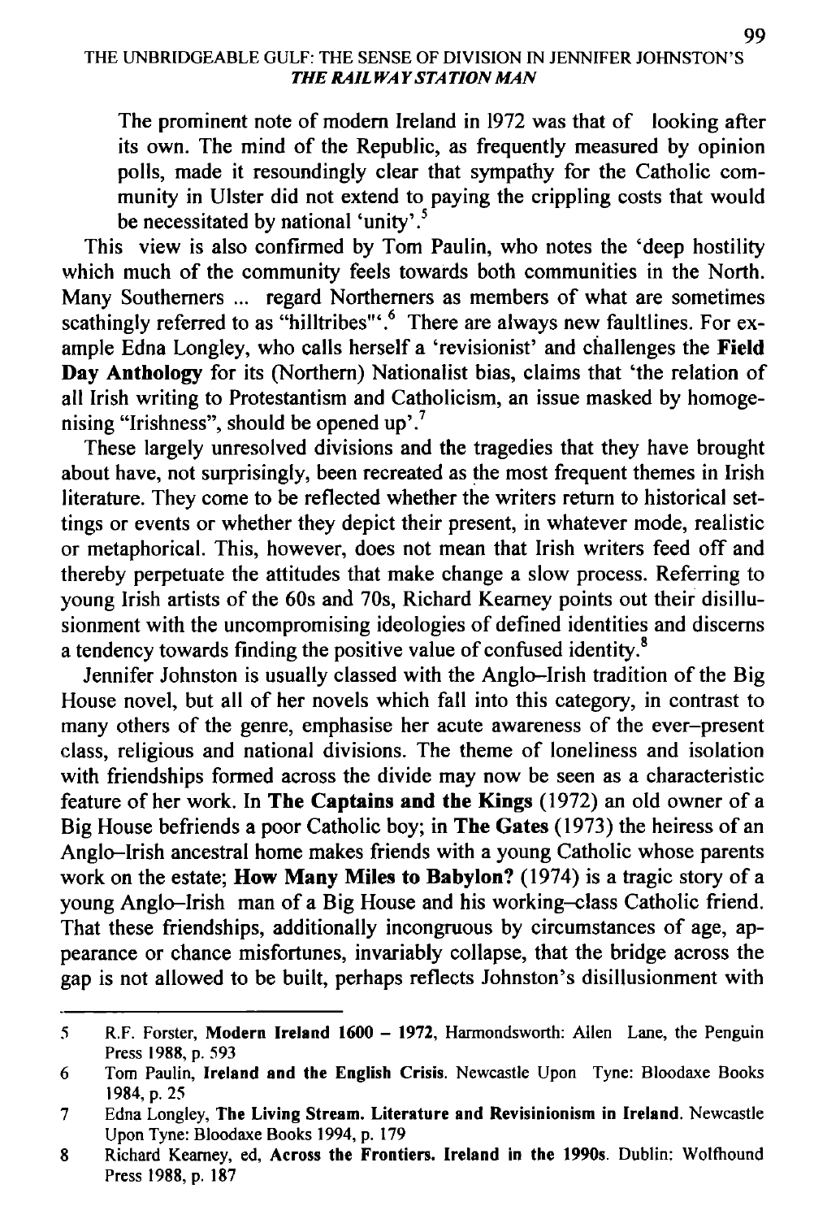> The prominent note of modern Ireland in 1972 was that of looking after its own. The mind of the Republic, as frequently measured by opinion polls, made it resoundingly clear that sympathy for the Catholic community in Ulster did not extend to paying the crippling costs that would be necessitated by national 'unity'.[5]

This view is also confirmed by Tom Paulin, who notes the 'deep hostility which much of the community feels towards both communities in the North. Many Southerners ... regard Northerners as members of what are sometimes scathingly referred to as "hilltribes"'.[6] There are always new faultlines. For example Edna Longley, who calls herself a 'revisionist' and challenges the **Field Day Anthology** for its (Northern) Nationalist bias, claims that 'the relation of all Irish writing to Protestantism and Catholicism, an issue masked by homogenising "Irishness", should be opened up'.[7]

These largely unresolved divisions and the tragedies that they have brought about have, not surprisingly, been recreated as the most frequent themes in Irish literature. They come to be reflected whether the writers return to historical settings or events or whether they depict their present, in whatever mode, realistic or metaphorical. This, however, does not mean that Irish writers feed off and thereby perpetuate the attitudes that make change a slow process. Referring to young Irish artists of the 60s and 70s, Richard Kearney points out their disillusionment with the uncompromising ideologies of defined identities and discerns a tendency towards finding the positive value of confused identity.[8]

Jennifer Johnston is usually classed with the Anglo–Irish tradition of the Big House novel, but all of her novels which fall into this category, in contrast to many others of the genre, emphasise her acute awareness of the ever–present class, religious and national divisions. The theme of loneliness and isolation with friendships formed across the divide may now be seen as a characteristic feature of her work. In **The Captains and the Kings** (1972) an old owner of a Big House befriends a poor Catholic boy; in **The Gates** (1973) the heiress of an Anglo–Irish ancestral home makes friends with a young Catholic whose parents work on the estate; **How Many Miles to Babylon?** (1974) is a tragic story of a young Anglo–Irish man of a Big House and his working–class Catholic friend. That these friendships, additionally incongruous by circumstances of age, appearance or chance misfortunes, invariably collapse, that the bridge across the gap is not allowed to be built, perhaps reflects Johnston's disillusionment with

---

5 R.F. Forster, **Modern Ireland 1600 – 1972**, Harmondsworth: Allen Lane, the Penguin Press 1988, p. 593

6 Tom Paulin, **Ireland and the English Crisis**. Newcastle Upon Tyne: Bloodaxe Books 1984, p. 25

7 Edna Longley, **The Living Stream. Literature and Revisinionism in Ireland**. Newcastle Upon Tyne: Bloodaxe Books 1994, p. 179

8 Richard Kearney, ed, **Across the Frontiers. Ireland in the 1990s**. Dublin: Wolfhound Press 1988, p. 187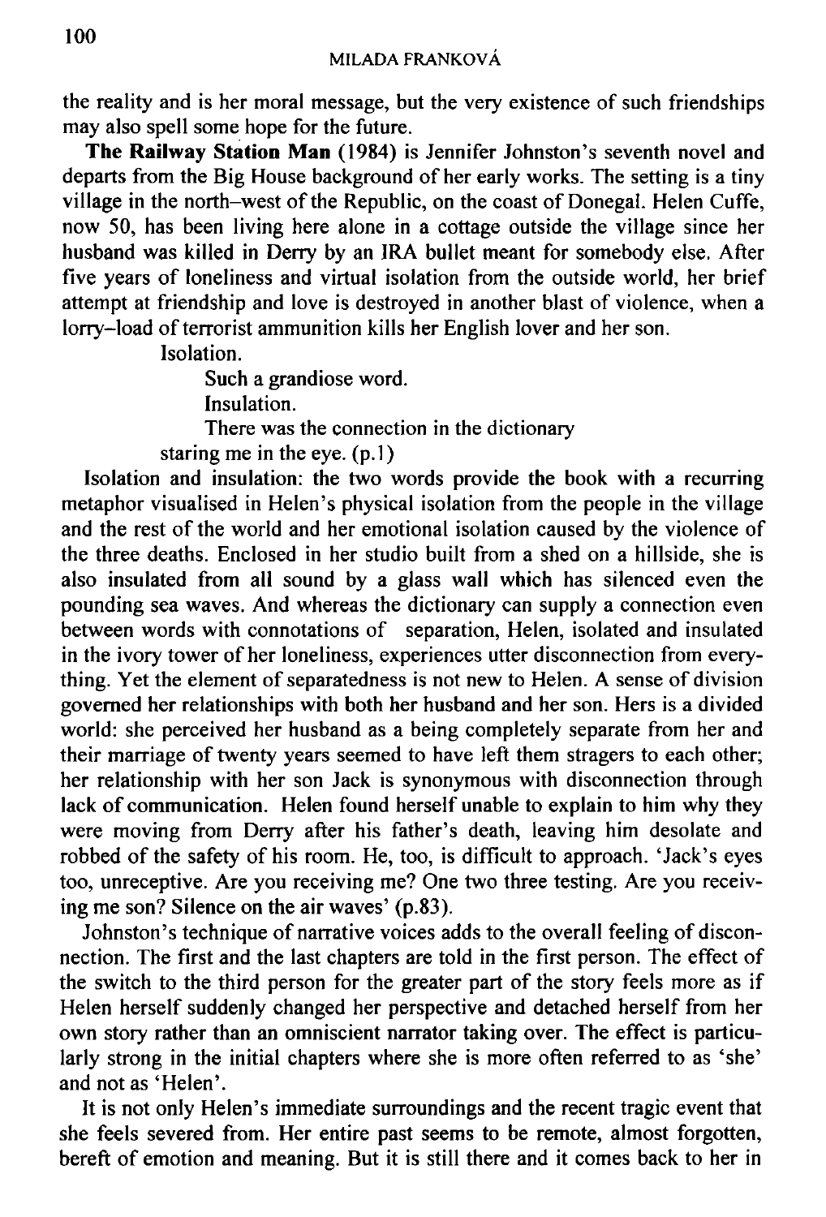the reality and is her moral message, but the very existence of such friendships may also spell some hope for the future.

**The Railway Station Man** (1984) is Jennifer Johnston's seventh novel and departs from the Big House background of her early works. The setting is a tiny village in the north–west of the Republic, on the coast of Donegal. Helen Cuffe, now 50, has been living here alone in a cottage outside the village since her husband was killed in Derry by an IRA bullet meant for somebody else. After five years of loneliness and virtual isolation from the outside world, her brief attempt at friendship and love is destroyed in another blast of violence, when a lorry–load of terrorist ammunition kills her English lover and her son.

> Isolation.
>
> Such a grandiose word.
>
> Insulation.
>
> There was the connection in the dictionary
>
> staring me in the eye. (p.1)

Isolation and insulation: the two words provide the book with a recurring metaphor visualised in Helen's physical isolation from the people in the village and the rest of the world and her emotional isolation caused by the violence of the three deaths. Enclosed in her studio built from a shed on a hillside, she is also insulated from all sound by a glass wall which has silenced even the pounding sea waves. And whereas the dictionary can supply a connection even between words with connotations of separation, Helen, isolated and insulated in the ivory tower of her loneliness, experiences utter disconnection from everything. Yet the element of separatedness is not new to Helen. A sense of division governed her relationships with both her husband and her son. Hers is a divided world: she perceived her husband as a being completely separate from her and their marriage of twenty years seemed to have left them stragers to each other; her relationship with her son Jack is synonymous with disconnection through lack of communication. Helen found herself unable to explain to him why they were moving from Derry after his father's death, leaving him desolate and robbed of the safety of his room. He, too, is difficult to approach. 'Jack's eyes too, unreceptive. Are you receiving me? One two three testing. Are you receiving me son? Silence on the air waves' (p.83).

Johnston's technique of narrative voices adds to the overall feeling of disconnection. The first and the last chapters are told in the first person. The effect of the switch to the third person for the greater part of the story feels more as if Helen herself suddenly changed her perspective and detached herself from her own story rather than an omniscient narrator taking over. The effect is particularly strong in the initial chapters where she is more often referred to as 'she' and not as 'Helen'.

It is not only Helen's immediate surroundings and the recent tragic event that she feels severed from. Her entire past seems to be remote, almost forgotten, bereft of emotion and meaning. But it is still there and it comes back to her in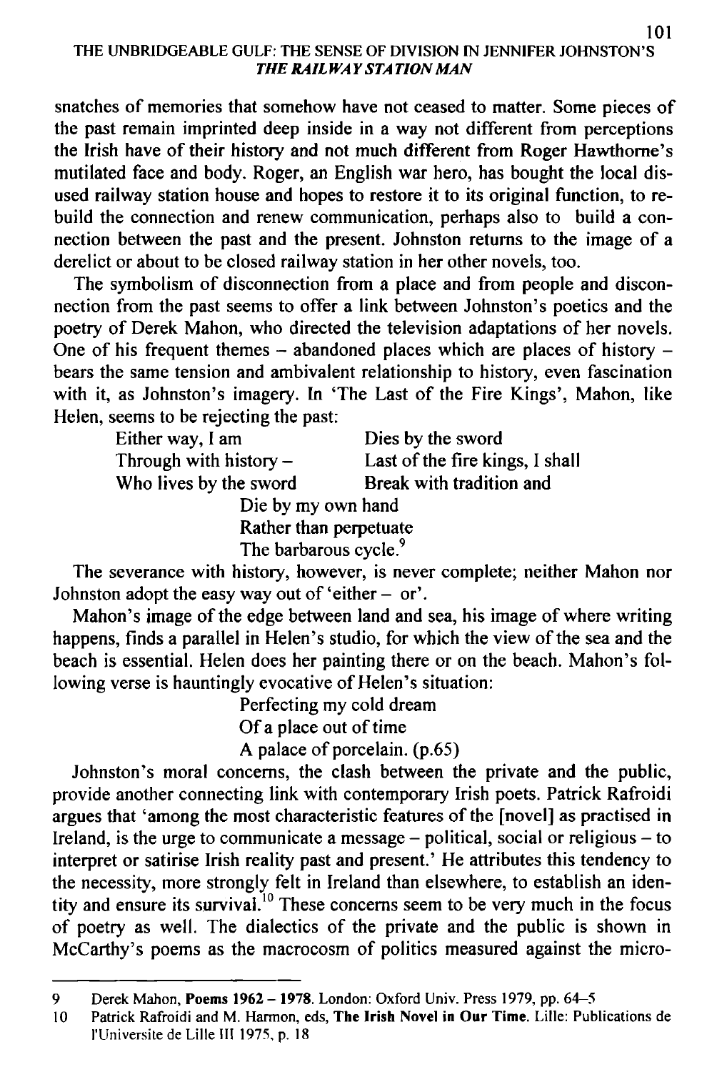snatches of memories that somehow have not ceased to matter. Some pieces of the past remain imprinted deep inside in a way not different from perceptions the Irish have of their history and not much different from Roger Hawthorne's mutilated face and body. Roger, an English war hero, has bought the local disused railway station house and hopes to restore it to its original function, to rebuild the connection and renew communication, perhaps also to build a connection between the past and the present. Johnston returns to the image of a derelict or about to be closed railway station in her other novels, too.

The symbolism of disconnection from a place and from people and disconnection from the past seems to offer a link between Johnston's poetics and the poetry of Derek Mahon, who directed the television adaptations of her novels. One of his frequent themes – abandoned places which are places of history – bears the same tension and ambivalent relationship to history, even fascination with it, as Johnston's imagery. In 'The Last of the Fire Kings', Mahon, like Helen, seems to be rejecting the past:

> Either way, I am
> Through with history –
> Who lives by the sword
> Dies by the sword
> Last of the fire kings, I shall
> Break with tradition and
> Die by my own hand
> Rather than perpetuate
> The barbarous cycle.[9]

The severance with history, however, is never complete; neither Mahon nor Johnston adopt the easy way out of 'either – or'.

Mahon's image of the edge between land and sea, his image of where writing happens, finds a parallel in Helen's studio, for which the view of the sea and the beach is essential. Helen does her painting there or on the beach. Mahon's following verse is hauntingly evocative of Helen's situation:

> Perfecting my cold dream
> Of a place out of time
> A palace of porcelain. (p.65)

Johnston's moral concerns, the clash between the private and the public, provide another connecting link with contemporary Irish poets. Patrick Rafroidi argues that 'among the most characteristic features of the [novel] as practised in Ireland, is the urge to communicate a message – political, social or religious – to interpret or satirise Irish reality past and present.' He attributes this tendency to the necessity, more strongly felt in Ireland than elsewhere, to establish an identity and ensure its survival.[10] These concerns seem to be very much in the focus of poetry as well. The dialectics of the private and the public is shown in McCarthy's poems as the macrocosm of politics measured against the micro-

---

9 Derek Mahon, **Poems 1962 – 1978**. London: Oxford Univ. Press 1979, pp. 64–5

10 Patrick Rafroidi and M. Harmon, eds, **The Irish Novel in Our Time**. Lille: Publications de l'Universite de Lille III 1975, p. 18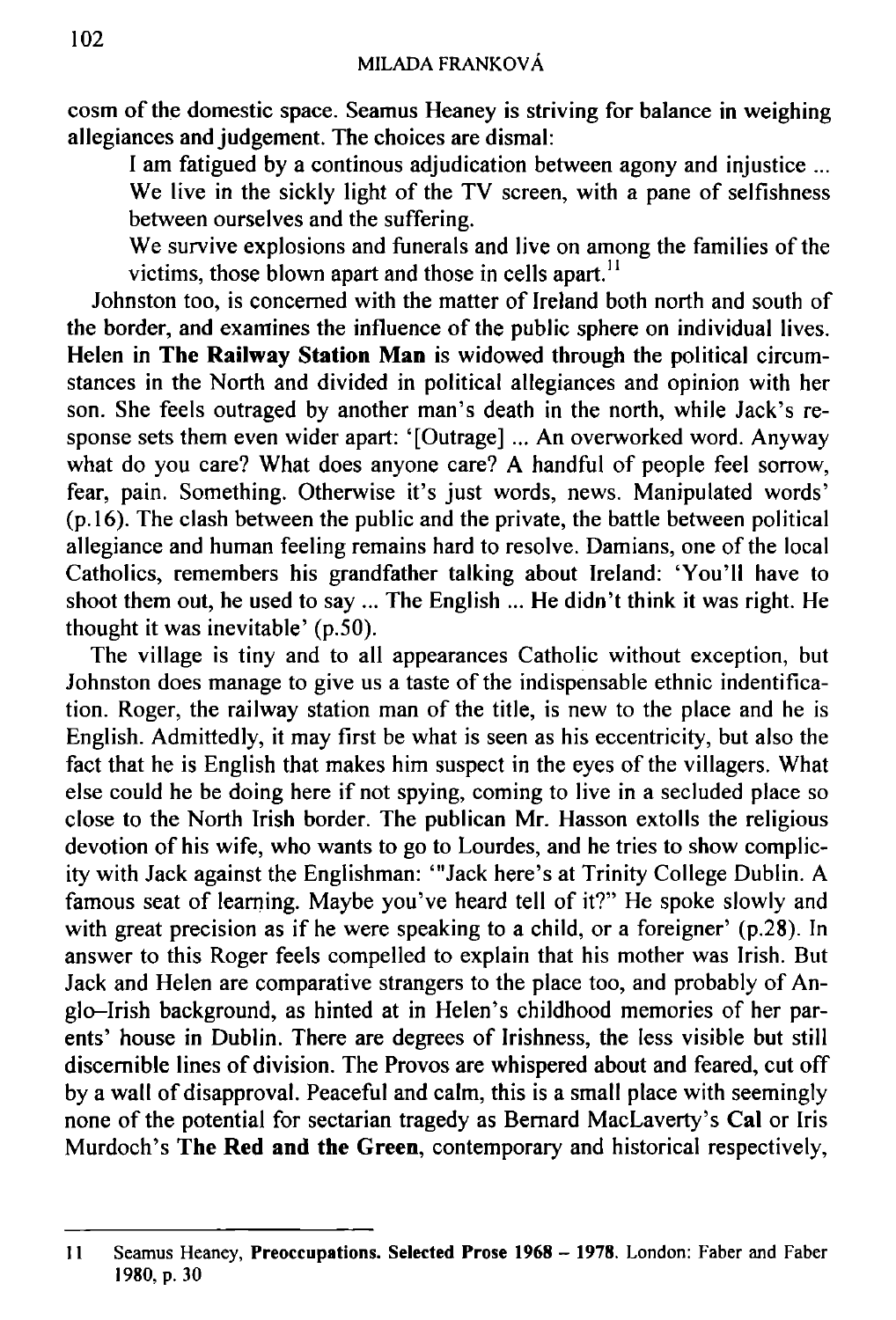cosm of the domestic space. Seamus Heaney is striving for balance in weighing allegiances and judgement. The choices are dismal:

> I am fatigued by a continous adjudication between agony and injustice ... We live in the sickly light of the TV screen, with a pane of selfishness between ourselves and the suffering.
>
> We survive explosions and funerals and live on among the families of the victims, those blown apart and those in cells apart.[11]

Johnston too, is concerned with the matter of Ireland both north and south of the border, and examines the influence of the public sphere on individual lives. Helen in **The Railway Station Man** is widowed through the political circumstances in the North and divided in political allegiances and opinion with her son. She feels outraged by another man's death in the north, while Jack's response sets them even wider apart: '[Outrage] ... An overworked word. Anyway what do you care? What does anyone care? A handful of people feel sorrow, fear, pain. Something. Otherwise it's just words, news. Manipulated words' (p.16). The clash between the public and the private, the battle between political allegiance and human feeling remains hard to resolve. Damians, one of the local Catholics, remembers his grandfather talking about Ireland: 'You'll have to shoot them out, he used to say ... The English ... He didn't think it was right. He thought it was inevitable' (p.50).

The village is tiny and to all appearances Catholic without exception, but Johnston does manage to give us a taste of the indispensable ethnic indentification. Roger, the railway station man of the title, is new to the place and he is English. Admittedly, it may first be what is seen as his eccentricity, but also the fact that he is English that makes him suspect in the eyes of the villagers. What else could he be doing here if not spying, coming to live in a secluded place so close to the North Irish border. The publican Mr. Hasson extolls the religious devotion of his wife, who wants to go to Lourdes, and he tries to show complicity with Jack against the Englishman: '"Jack here's at Trinity College Dublin. A famous seat of learning. Maybe you've heard tell of it?" He spoke slowly and with great precision as if he were speaking to a child, or a foreigner' (p.28). In answer to this Roger feels compelled to explain that his mother was Irish. But Jack and Helen are comparative strangers to the place too, and probably of Anglo–Irish background, as hinted at in Helen's childhood memories of her parents' house in Dublin. There are degrees of Irishness, the less visible but still discernible lines of division. The Provos are whispered about and feared, cut off by a wall of disapproval. Peaceful and calm, this is a small place with seemingly none of the potential for sectarian tragedy as Bernard MacLaverty's **Cal** or Iris Murdoch's **The Red and the Green**, contemporary and historical respectively,

---

11 Seamus Heaney, **Preoccupations. Selected Prose 1968 – 1978**. London: Faber and Faber 1980, p. 30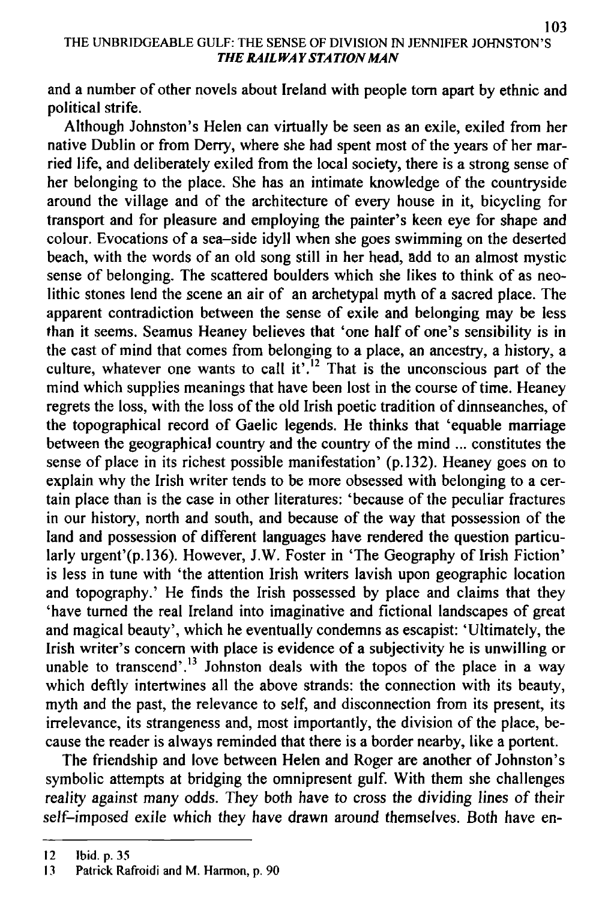and a number of other novels about Ireland with people torn apart by ethnic and political strife.

Although Johnston's Helen can virtually be seen as an exile, exiled from her native Dublin or from Derry, where she had spent most of the years of her married life, and deliberately exiled from the local society, there is a strong sense of her belonging to the place. She has an intimate knowledge of the countryside around the village and of the architecture of every house in it, bicycling for transport and for pleasure and employing the painter's keen eye for shape and colour. Evocations of a sea–side idyll when she goes swimming on the deserted beach, with the words of an old song still in her head, add to an almost mystic sense of belonging. The scattered boulders which she likes to think of as neolithic stones lend the scene an air of an archetypal myth of a sacred place. The apparent contradiction between the sense of exile and belonging may be less than it seems. Seamus Heaney believes that 'one half of one's sensibility is in the cast of mind that comes from belonging to a place, an ancestry, a history, a culture, whatever one wants to call it'.[12] That is the unconscious part of the mind which supplies meanings that have been lost in the course of time. Heaney regrets the loss, with the loss of the old Irish poetic tradition of dinnseanches, of the topographical record of Gaelic legends. He thinks that 'equable marriage between the geographical country and the country of the mind ... constitutes the sense of place in its richest possible manifestation' (p.132). Heaney goes on to explain why the Irish writer tends to be more obsessed with belonging to a certain place than is the case in other literatures: 'because of the peculiar fractures in our history, north and south, and because of the way that possession of the land and possession of different languages have rendered the question particularly urgent'(p.136). However, J.W. Foster in 'The Geography of Irish Fiction' is less in tune with 'the attention Irish writers lavish upon geographic location and topography.' He finds the Irish possessed by place and claims that they 'have turned the real Ireland into imaginative and fictional landscapes of great and magical beauty', which he eventually condemns as escapist: 'Ultimately, the Irish writer's concern with place is evidence of a subjectivity he is unwilling or unable to transcend'.[13] Johnston deals with the topos of the place in a way which deftly intertwines all the above strands: the connection with its beauty, myth and the past, the relevance to self, and disconnection from its present, its irrelevance, its strangeness and, most importantly, the division of the place, because the reader is always reminded that there is a border nearby, like a portent.

The friendship and love between Helen and Roger are another of Johnston's symbolic attempts at bridging the omnipresent gulf. With them she challenges reality against many odds. They both have to cross the dividing lines of their self–imposed exile which they have drawn around themselves. Both have en-

---

12 Ibid. p. 35

13 Patrick Rafroidi and M. Harmon, p. 90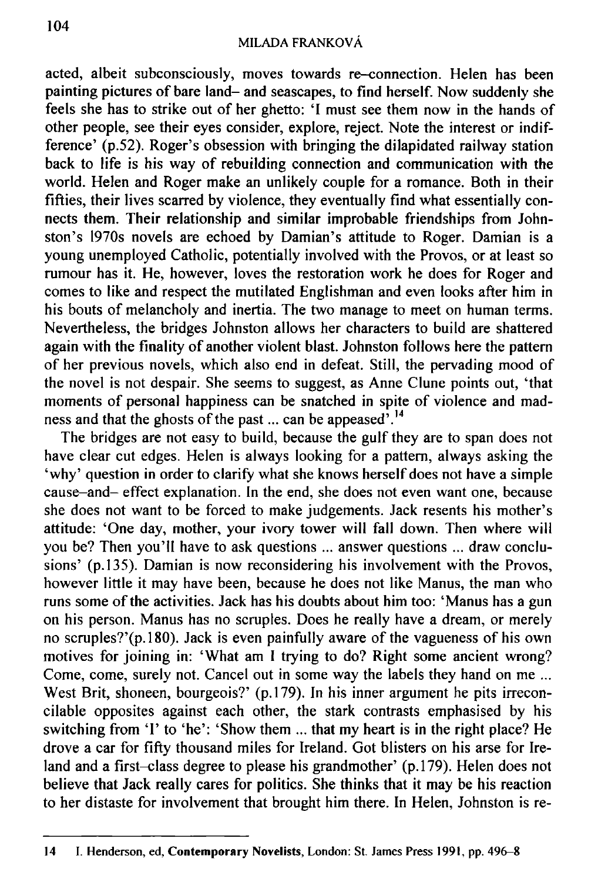acted, albeit subconsciously, moves towards re–connection. Helen has been painting pictures of bare land– and seascapes, to find herself. Now suddenly she feels she has to strike out of her ghetto: 'I must see them now in the hands of other people, see their eyes consider, explore, reject. Note the interest or indifference' (p.52). Roger's obsession with bringing the dilapidated railway station back to life is his way of rebuilding connection and communication with the world. Helen and Roger make an unlikely couple for a romance. Both in their fifties, their lives scarred by violence, they eventually find what essentially connects them. Their relationship and similar improbable friendships from Johnston's 1970s novels are echoed by Damian's attitude to Roger. Damian is a young unemployed Catholic, potentially involved with the Provos, or at least so rumour has it. He, however, loves the restoration work he does for Roger and comes to like and respect the mutilated Englishman and even looks after him in his bouts of melancholy and inertia. The two manage to meet on human terms. Nevertheless, the bridges Johnston allows her characters to build are shattered again with the finality of another violent blast. Johnston follows here the pattern of her previous novels, which also end in defeat. Still, the pervading mood of the novel is not despair. She seems to suggest, as Anne Clune points out, 'that moments of personal happiness can be snatched in spite of violence and madness and that the ghosts of the past ... can be appeased'.[14]

The bridges are not easy to build, because the gulf they are to span does not have clear cut edges. Helen is always looking for a pattern, always asking the 'why' question in order to clarify what she knows herself does not have a simple cause–and– effect explanation. In the end, she does not even want one, because she does not want to be forced to make judgements. Jack resents his mother's attitude: 'One day, mother, your ivory tower will fall down. Then where will you be? Then you'll have to ask questions ... answer questions ... draw conclusions' (p.135). Damian is now reconsidering his involvement with the Provos, however little it may have been, because he does not like Manus, the man who runs some of the activities. Jack has his doubts about him too: 'Manus has a gun on his person. Manus has no scruples. Does he really have a dream, or merely no scruples?'(p.180). Jack is even painfully aware of the vagueness of his own motives for joining in: 'What am I trying to do? Right some ancient wrong? Come, come, surely not. Cancel out in some way the labels they hand on me ... West Brit, shoneen, bourgeois?' (p.179). In his inner argument he pits irreconcilable opposites against each other, the stark contrasts emphasised by his switching from 'I' to 'he': 'Show them ... that my heart is in the right place? He drove a car for fifty thousand miles for Ireland. Got blisters on his arse for Ireland and a first–class degree to please his grandmother' (p.179). Helen does not believe that Jack really cares for politics. She thinks that it may be his reaction to her distaste for involvement that brought him there. In Helen, Johnston is re-

---

14 I. Henderson, ed, **Contemporary Novelists**, London: St. James Press 1991, pp. 496–8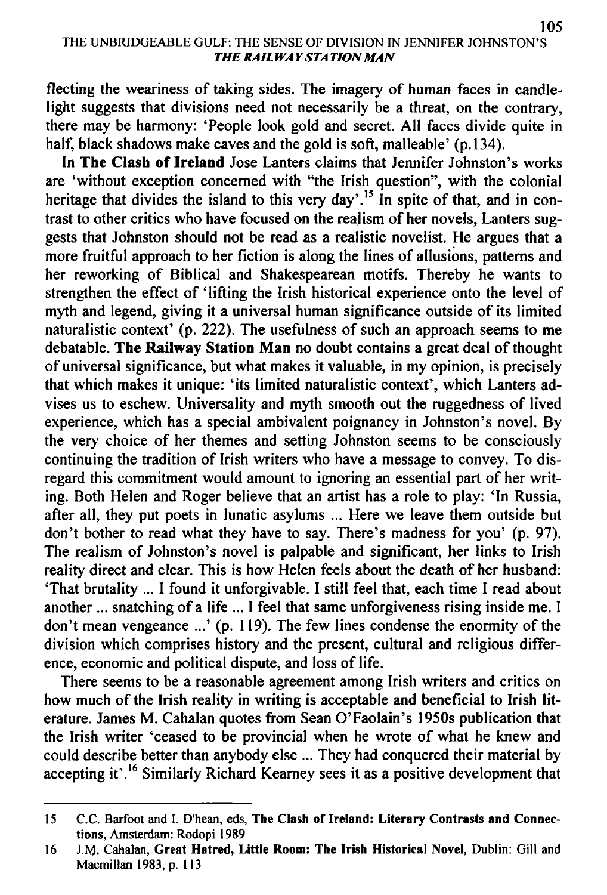flecting the weariness of taking sides. The imagery of human faces in candlelight suggests that divisions need not necessarily be a threat, on the contrary, there may be harmony: 'People look gold and secret. All faces divide quite in half, black shadows make caves and the gold is soft, malleable' (p.134).

In **The Clash of Ireland** Jose Lanters claims that Jennifer Johnston's works are 'without exception concerned with "the Irish question", with the colonial heritage that divides the island to this very day'.[15] In spite of that, and in contrast to other critics who have focused on the realism of her novels, Lanters suggests that Johnston should not be read as a realistic novelist. He argues that a more fruitful approach to her fiction is along the lines of allusions, patterns and her reworking of Biblical and Shakespearean motifs. Thereby he wants to strengthen the effect of 'lifting the Irish historical experience onto the level of myth and legend, giving it a universal human significance outside of its limited naturalistic context' (p. 222). The usefulness of such an approach seems to me debatable. **The Railway Station Man** no doubt contains a great deal of thought of universal significance, but what makes it valuable, in my opinion, is precisely that which makes it unique: 'its limited naturalistic context', which Lanters advises us to eschew. Universality and myth smooth out the ruggedness of lived experience, which has a special ambivalent poignancy in Johnston's novel. By the very choice of her themes and setting Johnston seems to be consciously continuing the tradition of Irish writers who have a message to convey. To disregard this commitment would amount to ignoring an essential part of her writing. Both Helen and Roger believe that an artist has a role to play: 'In Russia, after all, they put poets in lunatic asylums ... Here we leave them outside but don't bother to read what they have to say. There's madness for you' (p. 97). The realism of Johnston's novel is palpable and significant, her links to Irish reality direct and clear. This is how Helen feels about the death of her husband: 'That brutality ... I found it unforgivable. I still feel that, each time I read about another ... snatching of a life ... I feel that same unforgiveness rising inside me. I don't mean vengeance ...' (p. 119). The few lines condense the enormity of the division which comprises history and the present, cultural and religious difference, economic and political dispute, and loss of life.

There seems to be a reasonable agreement among Irish writers and critics on how much of the Irish reality in writing is acceptable and beneficial to Irish literature. James M. Cahalan quotes from Sean O'Faolain's 1950s publication that the Irish writer 'ceased to be provincial when he wrote of what he knew and could describe better than anybody else ... They had conquered their material by accepting it'.[16] Similarly Richard Kearney sees it as a positive development that

---

15 C.C. Barfoot and I. D'hean, eds, **The Clash of Ireland: Literary Contrasts and Connections**, Amsterdam: Rodopi 1989

16 J.M. Cahalan, **Great Hatred, Little Room: The Irish Historical Novel**, Dublin: Gill and Macmillan 1983, p. 113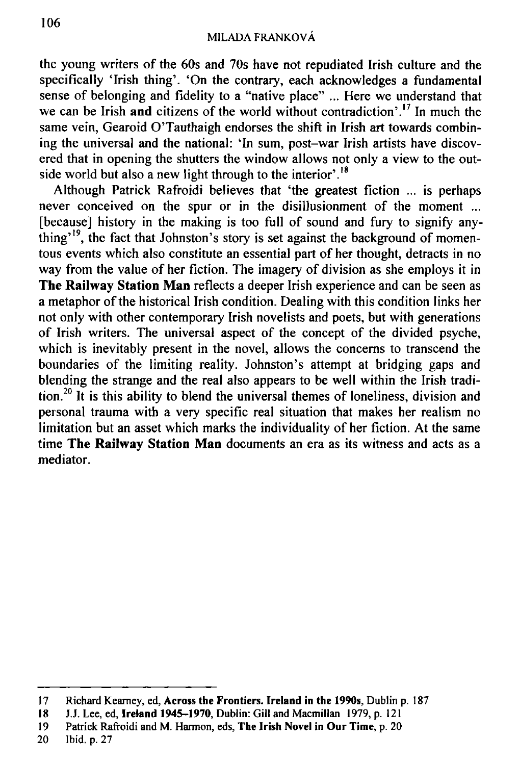the young writers of the 60s and 70s have not repudiated Irish culture and the specifically 'Irish thing'. 'On the contrary, each acknowledges a fundamental sense of belonging and fidelity to a "native place" ... Here we understand that we can be Irish **and** citizens of the world without contradiction'.[17] In much the same vein, Gearoid O'Tauthaigh endorses the shift in Irish art towards combining the universal and the national: 'In sum, post-war Irish artists have discovered that in opening the shutters the window allows not only a view to the outside world but also a new light through to the interior'.[18]

Although Patrick Rafroidi believes that 'the greatest fiction ... is perhaps never conceived on the spur or in the disillusionment of the moment ... [because] history in the making is too full of sound and fury to signify anything'[19], the fact that Johnston's story is set against the background of momentous events which also constitute an essential part of her thought, detracts in no way from the value of her fiction. The imagery of division as she employs it in **The Railway Station Man** reflects a deeper Irish experience and can be seen as a metaphor of the historical Irish condition. Dealing with this condition links her not only with other contemporary Irish novelists and poets, but with generations of Irish writers. The universal aspect of the concept of the divided psyche, which is inevitably present in the novel, allows the concerns to transcend the boundaries of the limiting reality. Johnston's attempt at bridging gaps and blending the strange and the real also appears to be well within the Irish tradition.[20] It is this ability to blend the universal themes of loneliness, division and personal trauma with a very specific real situation that makes her realism no limitation but an asset which marks the individuality of her fiction. At the same time **The Railway Station Man** documents an era as its witness and acts as a mediator.

---

17 Richard Kearney, ed, **Across the Frontiers. Ireland in the 1990s**, Dublin p. 187

18 J.J. Lee, ed, **Ireland 1945–1970**, Dublin: Gill and Macmillan 1979, p. 121

19 Patrick Rafroidi and M. Harmon, eds, **The Irish Novel in Our Time**, p. 20

20 Ibid. p. 27